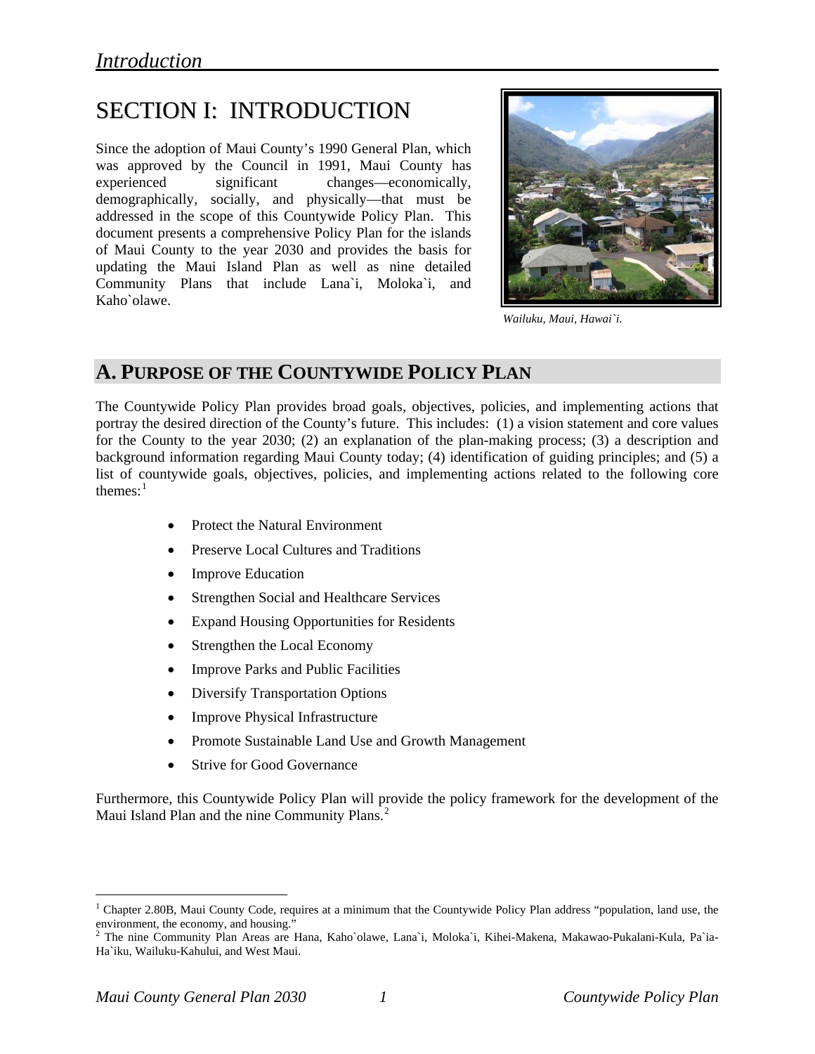# SECTION I: INTRODUCTION

Since the adoption of Maui County's 1990 General Plan, which was approved by the Council in 1991, Maui County has experienced significant changes—economically, demographically, socially, and physically—that must be addressed in the scope of this Countywide Policy Plan. This document presents a comprehensive Policy Plan for the islands of Maui County to the year 2030 and provides the basis for updating the Maui Island Plan as well as nine detailed Community Plans that include Lana`i, Moloka`i, and Kaho`olawe.

*Wailuku, Maui, Hawai`i.*

## A. PURPOSE OF THE COUNTYWIDE POLICY PLAN

The Countywide Policy Plan provides broad goals, objectives, policies, and implementing actions that portray the desired direction of the County's future. This includes: (1) a vision statement and core values for the County to the year 2030; (2) an explanation of the plan-making process; (3) a description and background information regarding Maui County today; (4) identification of guiding principles; and (5) a list of countywide goals, objectives, policies, and implementing actions related to the following core themes:[1]

- Protect the Natural Environment
- Preserve Local Cultures and Traditions
- Improve Education
- Strengthen Social and Healthcare Services
- Expand Housing Opportunities for Residents
- Strengthen the Local Economy
- Improve Parks and Public Facilities
- Diversify Transportation Options
- Improve Physical Infrastructure
- Promote Sustainable Land Use and Growth Management
- Strive for Good Governance

Furthermore, this Countywide Policy Plan will provide the policy framework for the development of the Maui Island Plan and the nine Community Plans.[2]

---

[1] Chapter 2.80B, Maui County Code, requires at a minimum that the Countywide Policy Plan address "population, land use, the environment, the economy, and housing."

[2] The nine Community Plan Areas are Hana, Kaho`olawe, Lana`i, Moloka`i, Kihei-Makena, Makawao-Pukalani-Kula, Pa`ia-Ha`iku, Wailuku-Kahului, and West Maui.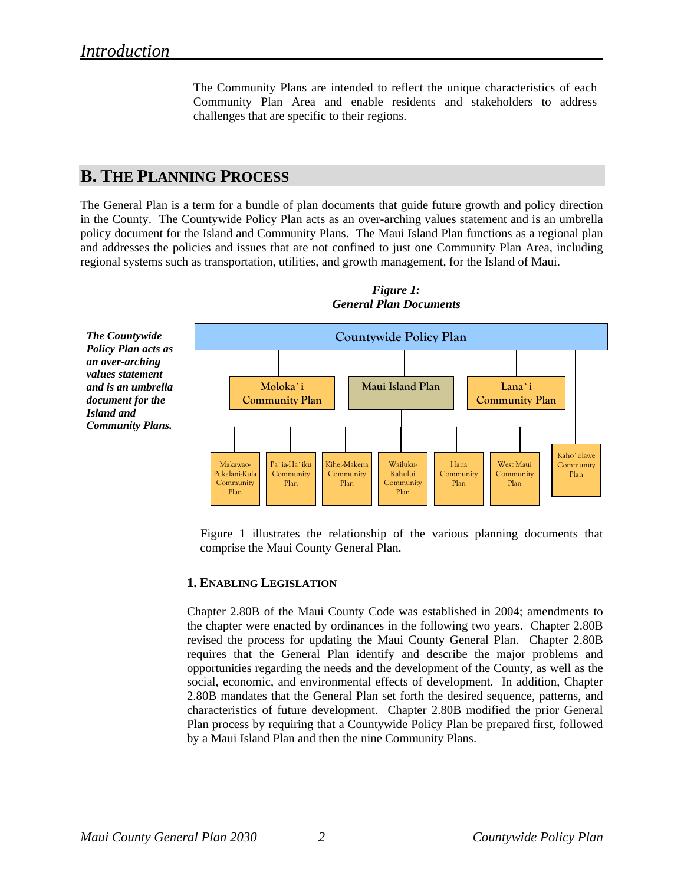The Community Plans are intended to reflect the unique characteristics of each Community Plan Area and enable residents and stakeholders to address challenges that are specific to their regions.

## B. THE PLANNING PROCESS

The General Plan is a term for a bundle of plan documents that guide future growth and policy direction in the County. The Countywide Policy Plan acts as an over-arching values statement and is an umbrella policy document for the Island and Community Plans. The Maui Island Plan functions as a regional plan and addresses the policies and issues that are not confined to just one Community Plan Area, including regional systems such as transportation, utilities, and growth management, for the Island of Maui.

***The Countywide Policy Plan acts as an over-arching values statement and is an umbrella document for the Island and Community Plans.***

***Figure 1: General Plan Documents***

- Countywide Policy Plan
  - Moloka`i Community Plan
  - Maui Island Plan
    - Makawao-Pukalani-Kula Community Plan
    - Pa`ia-Ha`iku Community Plan
    - Kihei-Makena Community Plan
    - Wailuku-Kahului Community Plan
    - Hana Community Plan
    - West Maui Community Plan
  - Lana`i Community Plan
  - Kaho`olawe Community Plan

Figure 1 illustrates the relationship of the various planning documents that comprise the Maui County General Plan.

### 1. ENABLING LEGISLATION

Chapter 2.80B of the Maui County Code was established in 2004; amendments to the chapter were enacted by ordinances in the following two years. Chapter 2.80B revised the process for updating the Maui County General Plan. Chapter 2.80B requires that the General Plan identify and describe the major problems and opportunities regarding the needs and the development of the County, as well as the social, economic, and environmental effects of development. In addition, Chapter 2.80B mandates that the General Plan set forth the desired sequence, patterns, and characteristics of future development. Chapter 2.80B modified the prior General Plan process by requiring that a Countywide Policy Plan be prepared first, followed by a Maui Island Plan and then the nine Community Plans.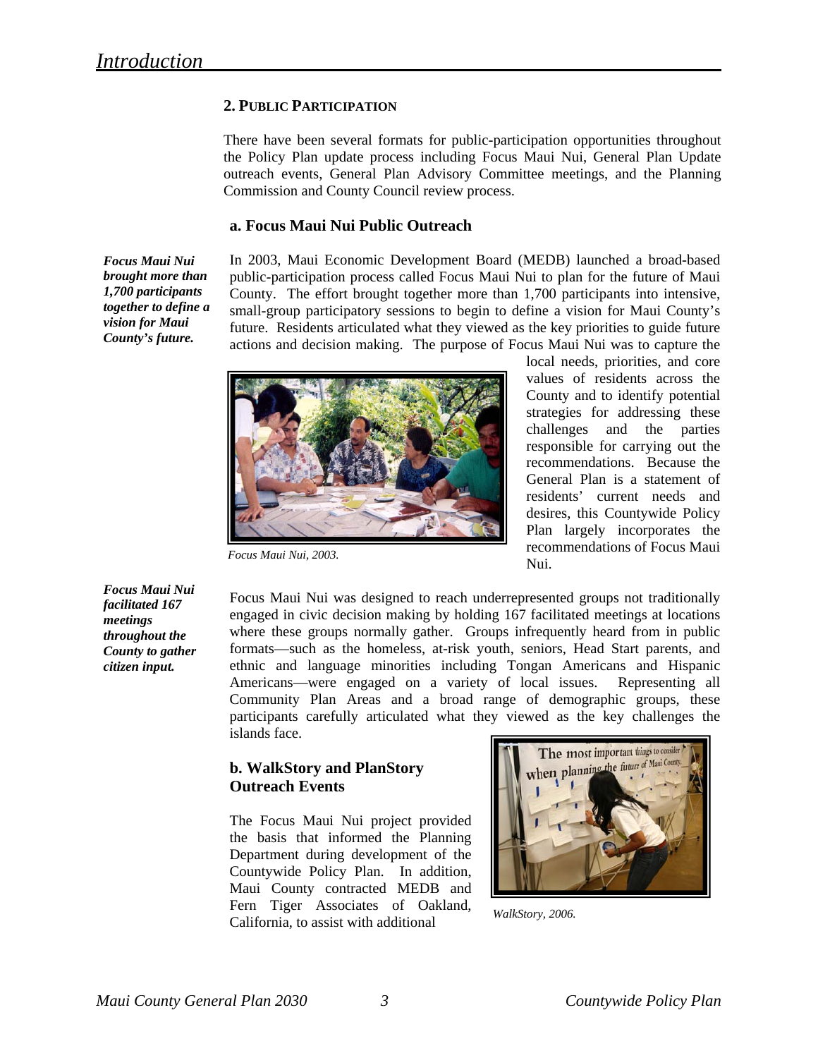## 2. Public Participation

There have been several formats for public-participation opportunities throughout the Policy Plan update process including Focus Maui Nui, General Plan Update outreach events, General Plan Advisory Committee meetings, and the Planning Commission and County Council review process.

### a. Focus Maui Nui Public Outreach

***Focus Maui Nui brought more than 1,700 participants together to define a vision for Maui County's future.***

In 2003, Maui Economic Development Board (MEDB) launched a broad-based public-participation process called Focus Maui Nui to plan for the future of Maui County. The effort brought together more than 1,700 participants into intensive, small-group participatory sessions to begin to define a vision for Maui County's future. Residents articulated what they viewed as the key priorities to guide future actions and decision making. The purpose of Focus Maui Nui was to capture the local needs, priorities, and core values of residents across the County and to identify potential strategies for addressing these challenges and the parties responsible for carrying out the recommendations. Because the General Plan is a statement of residents' current needs and desires, this Countywide Policy Plan largely incorporates the recommendations of Focus Maui Nui.

*Focus Maui Nui, 2003.*

***Focus Maui Nui facilitated 167 meetings throughout the County to gather citizen input.***

Focus Maui Nui was designed to reach underrepresented groups not traditionally engaged in civic decision making by holding 167 facilitated meetings at locations where these groups normally gather. Groups infrequently heard from in public formats—such as the homeless, at-risk youth, seniors, Head Start parents, and ethnic and language minorities including Tongan Americans and Hispanic Americans—were engaged on a variety of local issues. Representing all Community Plan Areas and a broad range of demographic groups, these participants carefully articulated what they viewed as the key challenges the islands face.

### b. WalkStory and PlanStory Outreach Events

The Focus Maui Nui project provided the basis that informed the Planning Department during development of the Countywide Policy Plan. In addition, Maui County contracted MEDB and Fern Tiger Associates of Oakland, California, to assist with additional

*WalkStory, 2006.*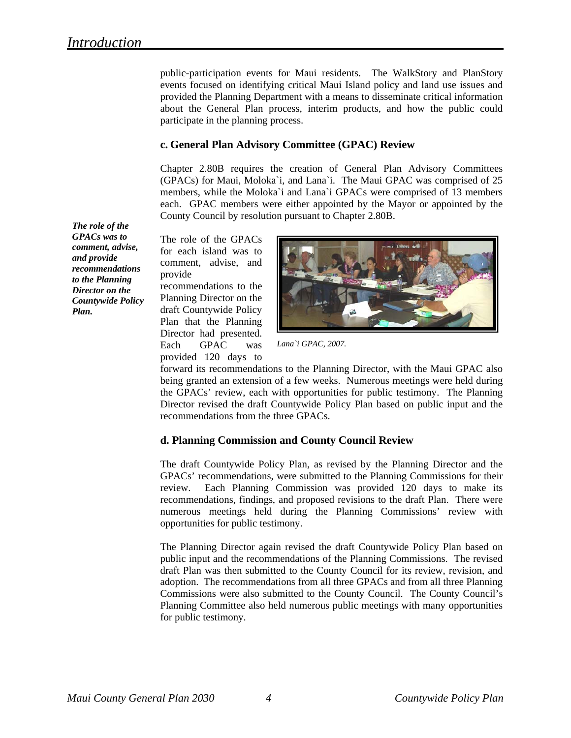public-participation events for Maui residents. The WalkStory and PlanStory events focused on identifying critical Maui Island policy and land use issues and provided the Planning Department with a means to disseminate critical information about the General Plan process, interim products, and how the public could participate in the planning process.

### c. General Plan Advisory Committee (GPAC) Review

Chapter 2.80B requires the creation of General Plan Advisory Committees (GPACs) for Maui, Moloka`i, and Lana`i. The Maui GPAC was comprised of 25 members, while the Moloka`i and Lana`i GPACs were comprised of 13 members each. GPAC members were either appointed by the Mayor or appointed by the County Council by resolution pursuant to Chapter 2.80B.

***The role of the GPACs was to comment, advise, and provide recommendations to the Planning Director on the Countywide Policy Plan.***

The role of the GPACs for each island was to comment, advise, and provide recommendations to the Planning Director on the draft Countywide Policy Plan that the Planning Director had presented. Each GPAC was provided 120 days to forward its recommendations to the Planning Director, with the Maui GPAC also being granted an extension of a few weeks. Numerous meetings were held during the GPACs' review, each with opportunities for public testimony. The Planning Director revised the draft Countywide Policy Plan based on public input and the recommendations from the three GPACs.

*Lana`i GPAC, 2007.*

### d. Planning Commission and County Council Review

The draft Countywide Policy Plan, as revised by the Planning Director and the GPACs' recommendations, were submitted to the Planning Commissions for their review. Each Planning Commission was provided 120 days to make its recommendations, findings, and proposed revisions to the draft Plan. There were numerous meetings held during the Planning Commissions' review with opportunities for public testimony.

The Planning Director again revised the draft Countywide Policy Plan based on public input and the recommendations of the Planning Commissions. The revised draft Plan was then submitted to the County Council for its review, revision, and adoption. The recommendations from all three GPACs and from all three Planning Commissions were also submitted to the County Council. The County Council's Planning Committee also held numerous public meetings with many opportunities for public testimony.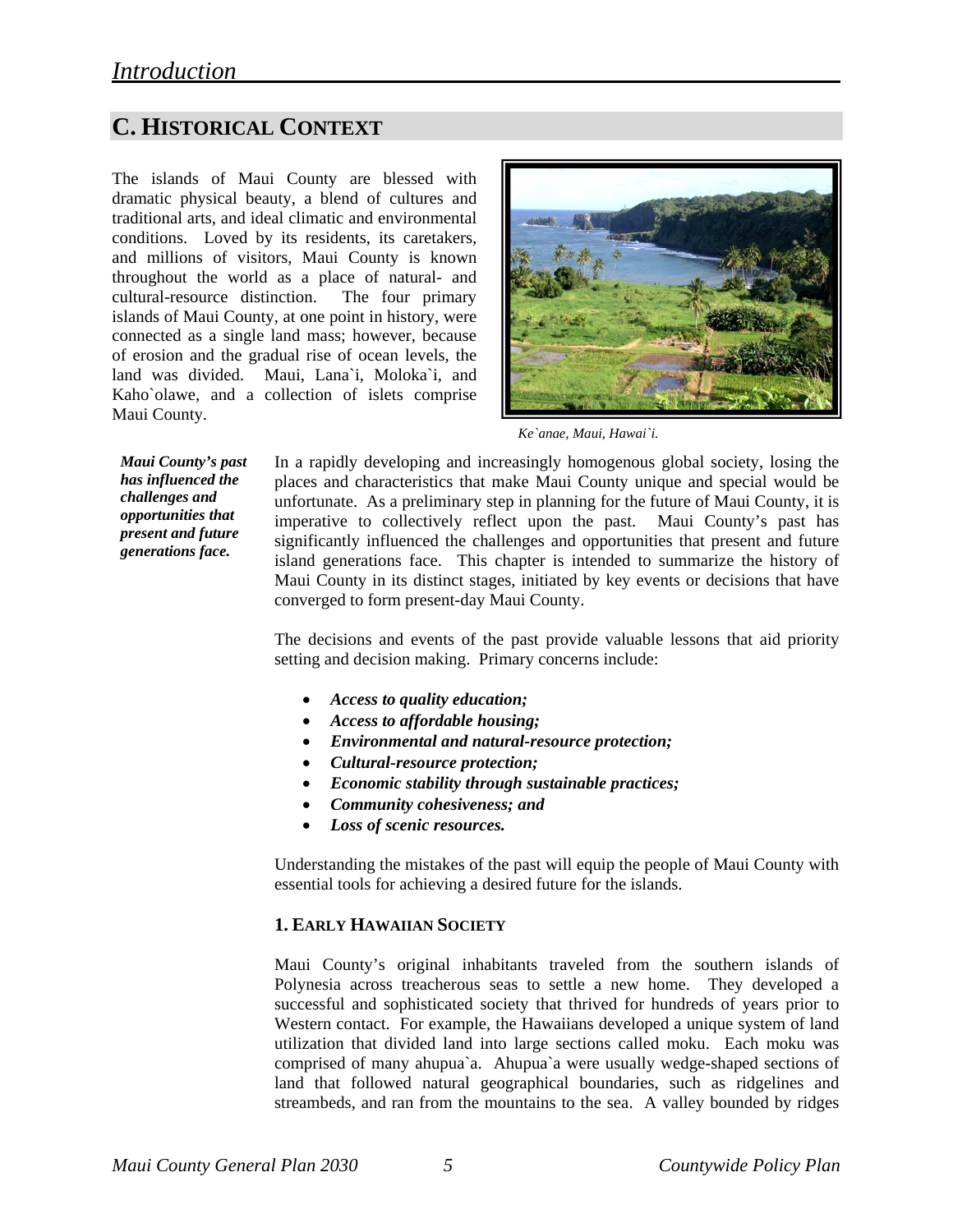## C. HISTORICAL CONTEXT

The islands of Maui County are blessed with dramatic physical beauty, a blend of cultures and traditional arts, and ideal climatic and environmental conditions. Loved by its residents, its caretakers, and millions of visitors, Maui County is known throughout the world as a place of natural- and cultural-resource distinction. The four primary islands of Maui County, at one point in history, were connected as a single land mass; however, because of erosion and the gradual rise of ocean levels, the land was divided. Maui, Lana`i, Moloka`i, and Kaho`olawe, and a collection of islets comprise Maui County.

*Ke`anae, Maui, Hawai`i.*

***Maui County's past has influenced the challenges and opportunities that present and future generations face.***

In a rapidly developing and increasingly homogenous global society, losing the places and characteristics that make Maui County unique and special would be unfortunate. As a preliminary step in planning for the future of Maui County, it is imperative to collectively reflect upon the past. Maui County's past has significantly influenced the challenges and opportunities that present and future island generations face. This chapter is intended to summarize the history of Maui County in its distinct stages, initiated by key events or decisions that have converged to form present-day Maui County.

The decisions and events of the past provide valuable lessons that aid priority setting and decision making. Primary concerns include:

- ***Access to quality education;***
- ***Access to affordable housing;***
- ***Environmental and natural-resource protection;***
- ***Cultural-resource protection;***
- ***Economic stability through sustainable practices;***
- ***Community cohesiveness; and***
- ***Loss of scenic resources.***

Understanding the mistakes of the past will equip the people of Maui County with essential tools for achieving a desired future for the islands.

### 1. EARLY HAWAIIAN SOCIETY

Maui County's original inhabitants traveled from the southern islands of Polynesia across treacherous seas to settle a new home. They developed a successful and sophisticated society that thrived for hundreds of years prior to Western contact. For example, the Hawaiians developed a unique system of land utilization that divided land into large sections called moku. Each moku was comprised of many ahupua`a. Ahupua`a were usually wedge-shaped sections of land that followed natural geographical boundaries, such as ridgelines and streambeds, and ran from the mountains to the sea. A valley bounded by ridges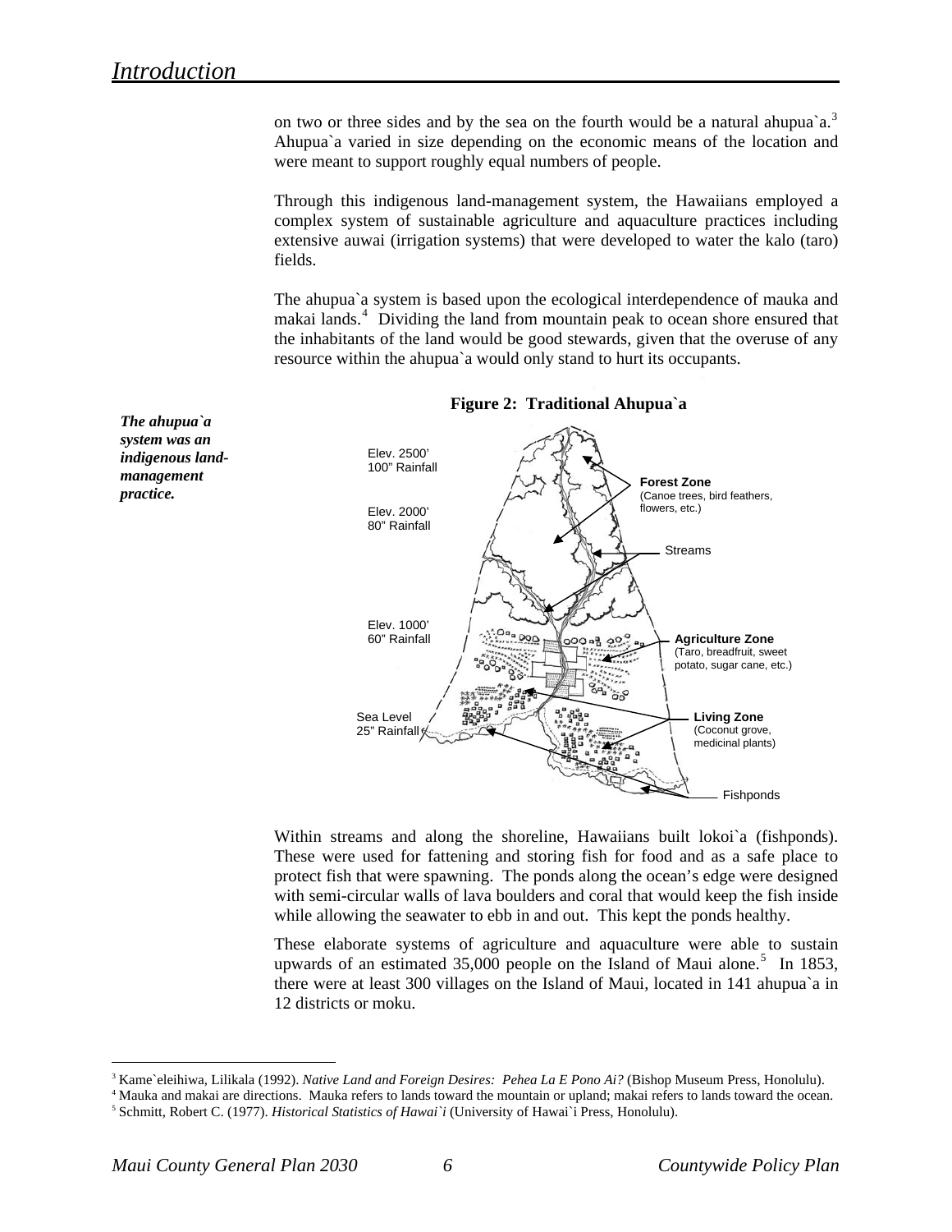on two or three sides and by the sea on the fourth would be a natural ahupua`a.[3] Ahupua`a varied in size depending on the economic means of the location and were meant to support roughly equal numbers of people.

Through this indigenous land-management system, the Hawaiians employed a complex system of sustainable agriculture and aquaculture practices including extensive auwai (irrigation systems) that were developed to water the kalo (taro) fields.

The ahupua`a system is based upon the ecological interdependence of mauka and makai lands.[4] Dividing the land from mountain peak to ocean shore ensured that the inhabitants of the land would be good stewards, given that the overuse of any resource within the ahupua`a would only stand to hurt its occupants.

***The ahupua`a system was an indigenous land-management practice.***

**Figure 2: Traditional Ahupua`a**

Elev. 2500'
100" Rainfall

Elev. 2000'
80" Rainfall

Elev. 1000'
60" Rainfall

Sea Level
25" Rainfall

**Forest Zone**
(Canoe trees, bird feathers, flowers, etc.)

Streams

**Agriculture Zone**
(Taro, breadfruit, sweet potato, sugar cane, etc.)

**Living Zone**
(Coconut grove, medicinal plants)

Fishponds

Within streams and along the shoreline, Hawaiians built lokoi`a (fishponds). These were used for fattening and storing fish for food and as a safe place to protect fish that were spawning. The ponds along the ocean's edge were designed with semi-circular walls of lava boulders and coral that would keep the fish inside while allowing the seawater to ebb in and out. This kept the ponds healthy.

These elaborate systems of agriculture and aquaculture were able to sustain upwards of an estimated 35,000 people on the Island of Maui alone.[5] In 1853, there were at least 300 villages on the Island of Maui, located in 141 ahupua`a in 12 districts or moku.

---

[3] Kame`eleihiwa, Lilikala (1992). *Native Land and Foreign Desires: Pehea La E Pono Ai?* (Bishop Museum Press, Honolulu).

[4] Mauka and makai are directions. Mauka refers to lands toward the mountain or upland; makai refers to lands toward the ocean.

[5] Schmitt, Robert C. (1977). *Historical Statistics of Hawai`i* (University of Hawai`i Press, Honolulu).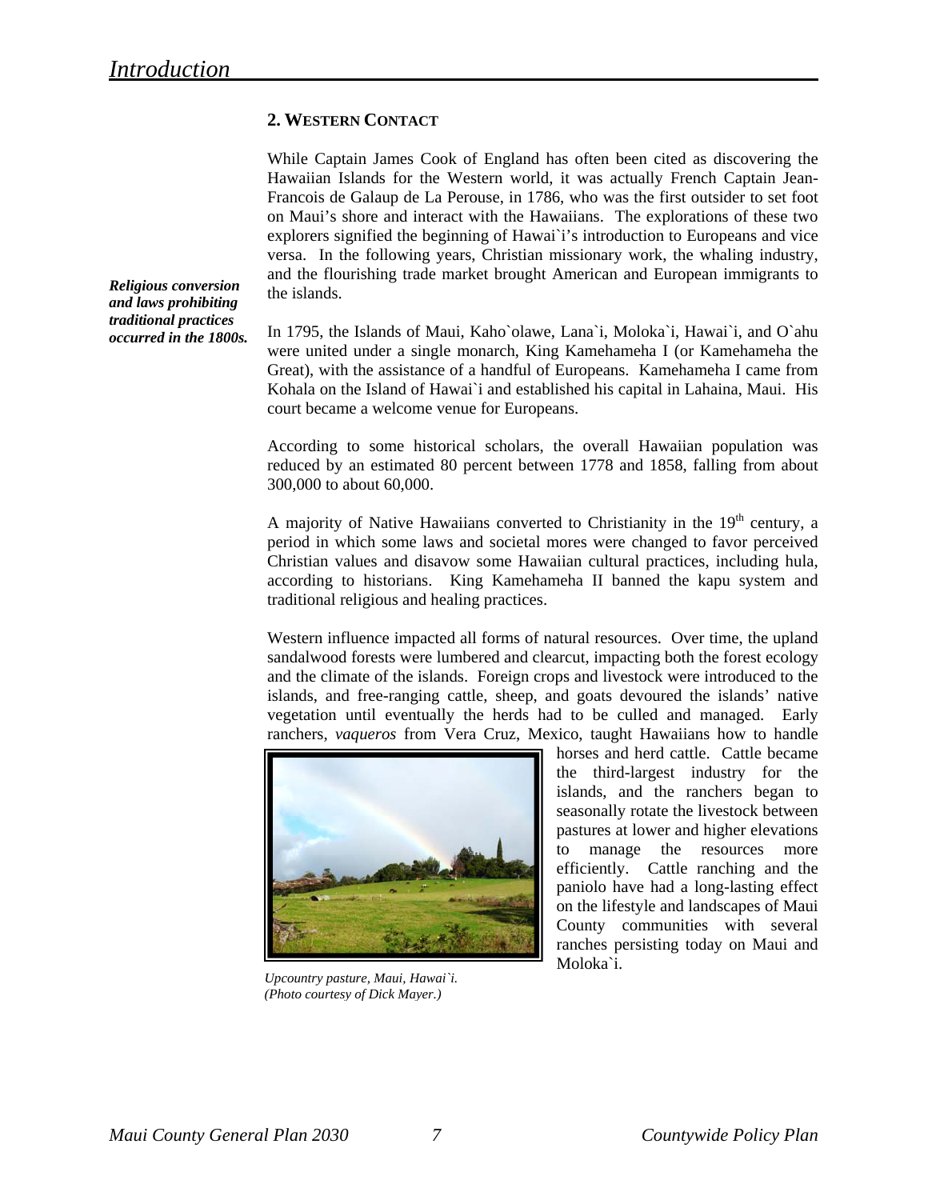## 2. Western Contact

While Captain James Cook of England has often been cited as discovering the Hawaiian Islands for the Western world, it was actually French Captain Jean-Francois de Galaup de La Perouse, in 1786, who was the first outsider to set foot on Maui's shore and interact with the Hawaiians. The explorations of these two explorers signified the beginning of Hawai`i's introduction to Europeans and vice versa. In the following years, Christian missionary work, the whaling industry, and the flourishing trade market brought American and European immigrants to the islands.

***Religious conversion and laws prohibiting traditional practices occurred in the 1800s.***

In 1795, the Islands of Maui, Kaho`olawe, Lana`i, Moloka`i, Hawai`i, and O`ahu were united under a single monarch, King Kamehameha I (or Kamehameha the Great), with the assistance of a handful of Europeans. Kamehameha I came from Kohala on the Island of Hawai`i and established his capital in Lahaina, Maui. His court became a welcome venue for Europeans.

According to some historical scholars, the overall Hawaiian population was reduced by an estimated 80 percent between 1778 and 1858, falling from about 300,000 to about 60,000.

A majority of Native Hawaiians converted to Christianity in the 19th century, a period in which some laws and societal mores were changed to favor perceived Christian values and disavow some Hawaiian cultural practices, including hula, according to historians. King Kamehameha II banned the kapu system and traditional religious and healing practices.

Western influence impacted all forms of natural resources. Over time, the upland sandalwood forests were lumbered and clearcut, impacting both the forest ecology and the climate of the islands. Foreign crops and livestock were introduced to the islands, and free-ranging cattle, sheep, and goats devoured the islands' native vegetation until eventually the herds had to be culled and managed. Early ranchers, *vaqueros* from Vera Cruz, Mexico, taught Hawaiians how to handle horses and herd cattle. Cattle became the third-largest industry for the islands, and the ranchers began to seasonally rotate the livestock between pastures at lower and higher elevations to manage the resources more efficiently. Cattle ranching and the paniolo have had a long-lasting effect on the lifestyle and landscapes of Maui County communities with several ranches persisting today on Maui and Moloka`i.

*Upcountry pasture, Maui, Hawai`i. (Photo courtesy of Dick Mayer.)*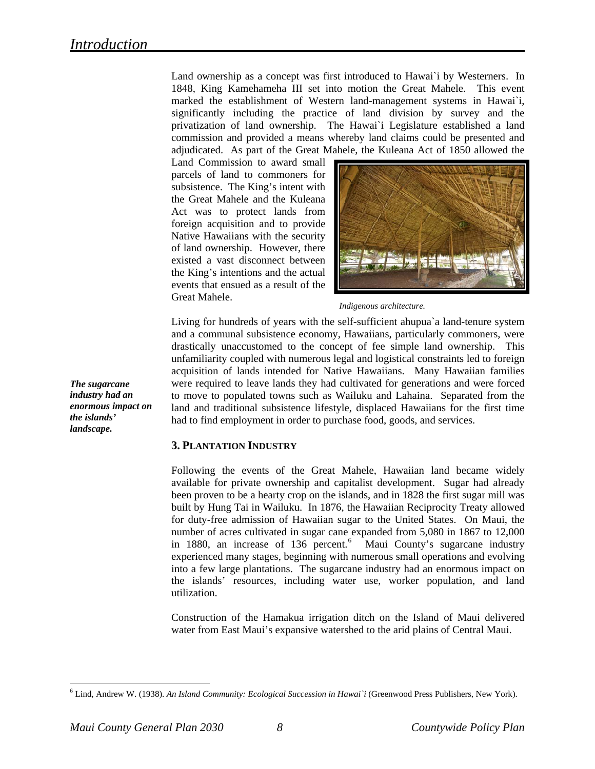Land ownership as a concept was first introduced to Hawai`i by Westerners. In 1848, King Kamehameha III set into motion the Great Mahele. This event marked the establishment of Western land-management systems in Hawai`i, significantly including the practice of land division by survey and the privatization of land ownership. The Hawai`i Legislature established a land commission and provided a means whereby land claims could be presented and adjudicated. As part of the Great Mahele, the Kuleana Act of 1850 allowed the Land Commission to award small parcels of land to commoners for subsistence. The King's intent with the Great Mahele and the Kuleana Act was to protect lands from foreign acquisition and to provide Native Hawaiians with the security of land ownership. However, there existed a vast disconnect between the King's intentions and the actual events that ensued as a result of the Great Mahele.

*Indigenous architecture.*

Living for hundreds of years with the self-sufficient ahupua`a land-tenure system and a communal subsistence economy, Hawaiians, particularly commoners, were drastically unaccustomed to the concept of fee simple land ownership. This unfamiliarity coupled with numerous legal and logistical constraints led to foreign acquisition of lands intended for Native Hawaiians. Many Hawaiian families were required to leave lands they had cultivated for generations and were forced to move to populated towns such as Wailuku and Lahaina. Separated from the land and traditional subsistence lifestyle, displaced Hawaiians for the first time had to find employment in order to purchase food, goods, and services.

***The sugarcane industry had an enormous impact on the islands' landscape.***

### 3. Plantation Industry

Following the events of the Great Mahele, Hawaiian land became widely available for private ownership and capitalist development. Sugar had already been proven to be a hearty crop on the islands, and in 1828 the first sugar mill was built by Hung Tai in Wailuku. In 1876, the Hawaiian Reciprocity Treaty allowed for duty-free admission of Hawaiian sugar to the United States. On Maui, the number of acres cultivated in sugar cane expanded from 5,080 in 1867 to 12,000 in 1880, an increase of 136 percent.[6] Maui County's sugarcane industry experienced many stages, beginning with numerous small operations and evolving into a few large plantations. The sugarcane industry had an enormous impact on the islands' resources, including water use, worker population, and land utilization.

Construction of the Hamakua irrigation ditch on the Island of Maui delivered water from East Maui's expansive watershed to the arid plains of Central Maui.

---

[6] Lind, Andrew W. (1938). *An Island Community: Ecological Succession in Hawai`i* (Greenwood Press Publishers, New York).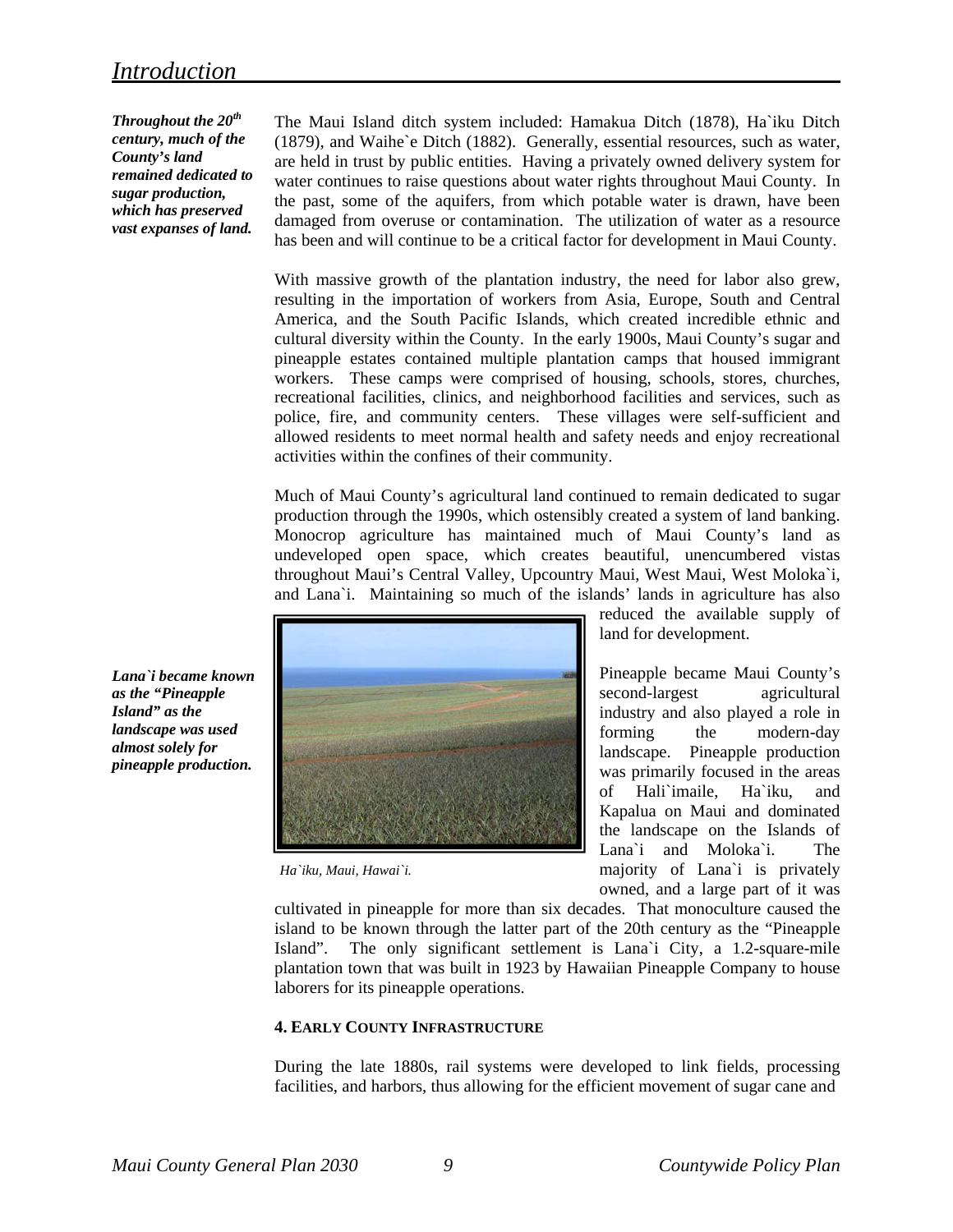*Throughout the 20th century, much of the County's land remained dedicated to sugar production, which has preserved vast expanses of land.*

The Maui Island ditch system included: Hamakua Ditch (1878), Ha`iku Ditch (1879), and Waihe`e Ditch (1882). Generally, essential resources, such as water, are held in trust by public entities. Having a privately owned delivery system for water continues to raise questions about water rights throughout Maui County. In the past, some of the aquifers, from which potable water is drawn, have been damaged from overuse or contamination. The utilization of water as a resource has been and will continue to be a critical factor for development in Maui County.

With massive growth of the plantation industry, the need for labor also grew, resulting in the importation of workers from Asia, Europe, South and Central America, and the South Pacific Islands, which created incredible ethnic and cultural diversity within the County. In the early 1900s, Maui County's sugar and pineapple estates contained multiple plantation camps that housed immigrant workers. These camps were comprised of housing, schools, stores, churches, recreational facilities, clinics, and neighborhood facilities and services, such as police, fire, and community centers. These villages were self-sufficient and allowed residents to meet normal health and safety needs and enjoy recreational activities within the confines of their community.

Much of Maui County's agricultural land continued to remain dedicated to sugar production through the 1990s, which ostensibly created a system of land banking. Monocrop agriculture has maintained much of Maui County's land as undeveloped open space, which creates beautiful, unencumbered vistas throughout Maui's Central Valley, Upcountry Maui, West Maui, West Moloka`i, and Lana`i. Maintaining so much of the islands' lands in agriculture has also reduced the available supply of land for development.

*Lana`i became known as the "Pineapple Island" as the landscape was used almost solely for pineapple production.*

*Ha`iku, Maui, Hawai`i.*

Pineapple became Maui County's second-largest agricultural industry and also played a role in forming the modern-day landscape. Pineapple production was primarily focused in the areas of Hali`imaile, Ha`iku, and Kapalua on Maui and dominated the landscape on the Islands of Lana`i and Moloka`i. The majority of Lana`i is privately owned, and a large part of it was cultivated in pineapple for more than six decades. That monoculture caused the island to be known through the latter part of the 20th century as the "Pineapple Island". The only significant settlement is Lana`i City, a 1.2-square-mile plantation town that was built in 1923 by Hawaiian Pineapple Company to house laborers for its pineapple operations.

#### 4. Early County Infrastructure

During the late 1880s, rail systems were developed to link fields, processing facilities, and harbors, thus allowing for the efficient movement of sugar cane and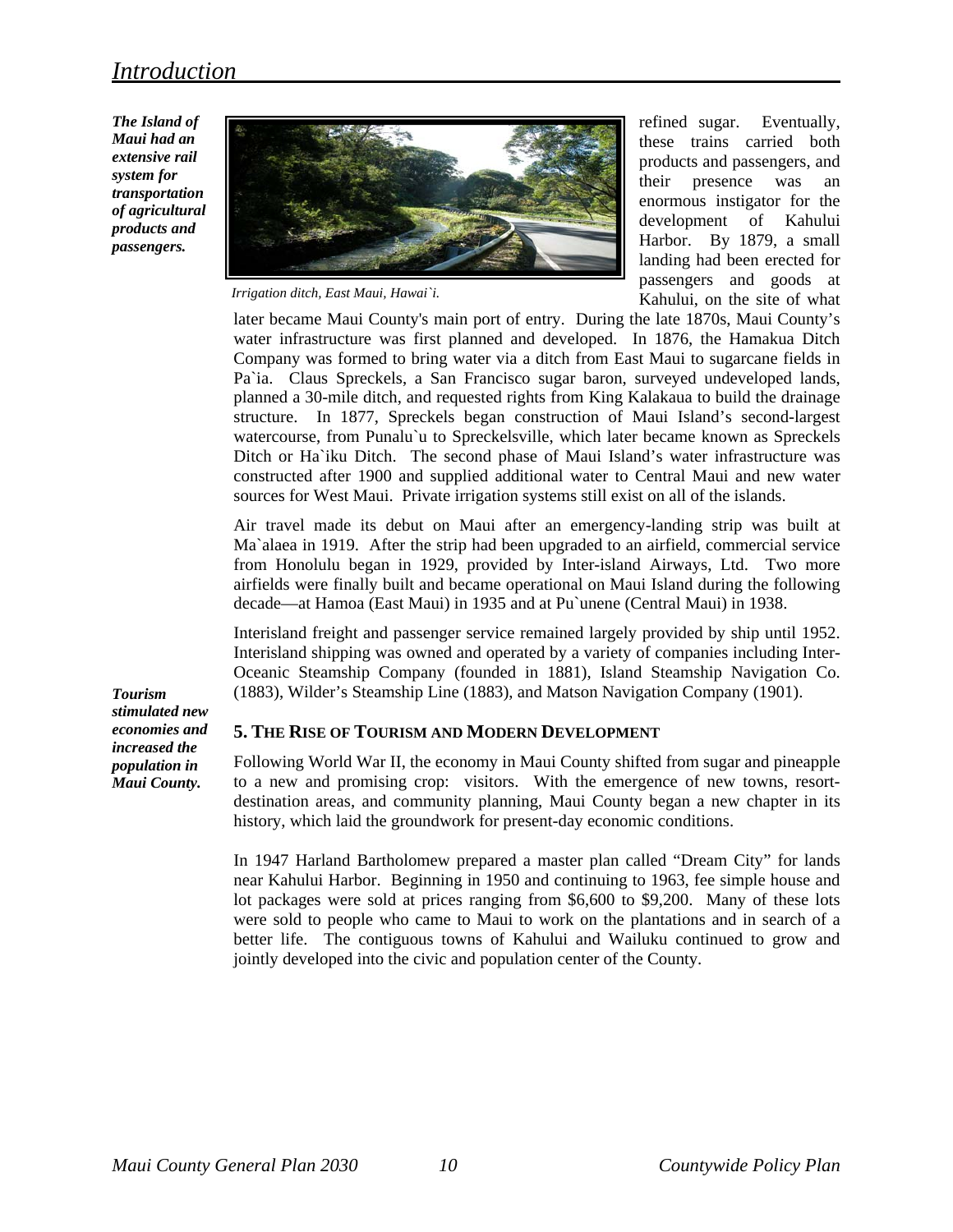*The Island of Maui had an extensive rail system for transportation of agricultural products and passengers.*

*Irrigation ditch, East Maui, Hawai`i.*

refined sugar. Eventually, these trains carried both products and passengers, and their presence was an enormous instigator for the development of Kahului Harbor. By 1879, a small landing had been erected for passengers and goods at Kahului, on the site of what later became Maui County's main port of entry. During the late 1870s, Maui County's water infrastructure was first planned and developed. In 1876, the Hamakua Ditch Company was formed to bring water via a ditch from East Maui to sugarcane fields in Pa`ia. Claus Spreckels, a San Francisco sugar baron, surveyed undeveloped lands, planned a 30-mile ditch, and requested rights from King Kalakaua to build the drainage structure. In 1877, Spreckels began construction of Maui Island's second-largest watercourse, from Punalu`u to Spreckelsville, which later became known as Spreckels Ditch or Ha`iku Ditch. The second phase of Maui Island's water infrastructure was constructed after 1900 and supplied additional water to Central Maui and new water sources for West Maui. Private irrigation systems still exist on all of the islands.

Air travel made its debut on Maui after an emergency-landing strip was built at Ma`alaea in 1919. After the strip had been upgraded to an airfield, commercial service from Honolulu began in 1929, provided by Inter-island Airways, Ltd. Two more airfields were finally built and became operational on Maui Island during the following decade—at Hamoa (East Maui) in 1935 and at Pu`unene (Central Maui) in 1938.

Interisland freight and passenger service remained largely provided by ship until 1952. Interisland shipping was owned and operated by a variety of companies including Inter-Oceanic Steamship Company (founded in 1881), Island Steamship Navigation Co. (1883), Wilder's Steamship Line (1883), and Matson Navigation Company (1901).

*Tourism stimulated new economies and increased the population in Maui County.*

### 5. The Rise of Tourism and Modern Development

Following World War II, the economy in Maui County shifted from sugar and pineapple to a new and promising crop: visitors. With the emergence of new towns, resort-destination areas, and community planning, Maui County began a new chapter in its history, which laid the groundwork for present-day economic conditions.

In 1947 Harland Bartholomew prepared a master plan called "Dream City" for lands near Kahului Harbor. Beginning in 1950 and continuing to 1963, fee simple house and lot packages were sold at prices ranging from $6,600 to $9,200. Many of these lots were sold to people who came to Maui to work on the plantations and in search of a better life. The contiguous towns of Kahului and Wailuku continued to grow and jointly developed into the civic and population center of the County.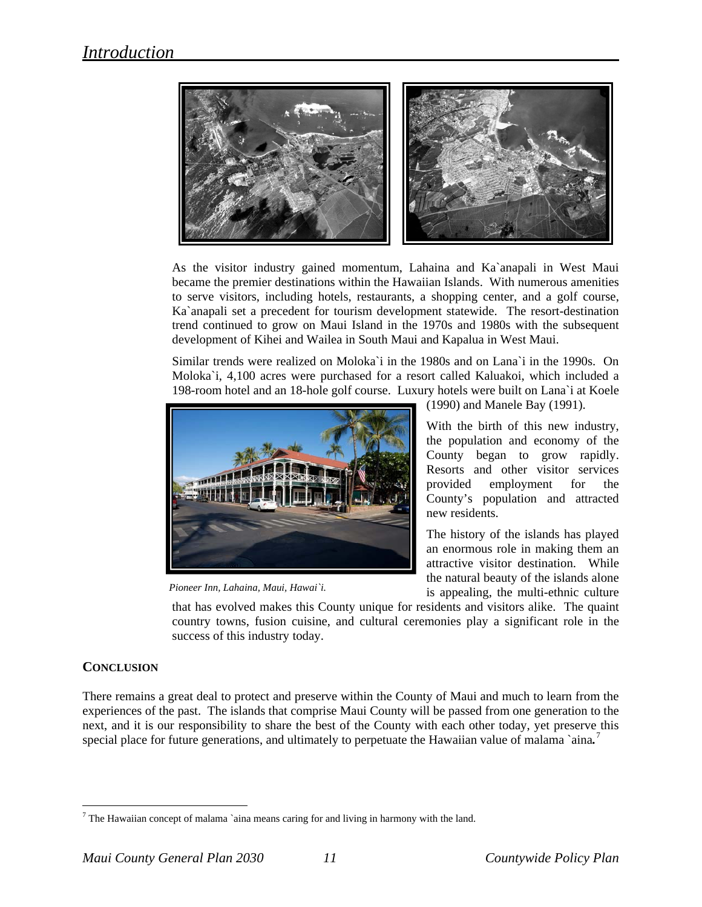## Introduction

As the visitor industry gained momentum, Lahaina and Ka`anapali in West Maui became the premier destinations within the Hawaiian Islands. With numerous amenities to serve visitors, including hotels, restaurants, a shopping center, and a golf course, Ka`anapali set a precedent for tourism development statewide. The resort-destination trend continued to grow on Maui Island in the 1970s and 1980s with the subsequent development of Kihei and Wailea in South Maui and Kapalua in West Maui.

Similar trends were realized on Moloka`i in the 1980s and on Lana`i in the 1990s. On Moloka`i, 4,100 acres were purchased for a resort called Kaluakoi, which included a 198-room hotel and an 18-hole golf course. Luxury hotels were built on Lana`i at Koele (1990) and Manele Bay (1991).

*Pioneer Inn, Lahaina, Maui, Hawai`i.*

With the birth of this new industry, the population and economy of the County began to grow rapidly. Resorts and other visitor services provided employment for the County's population and attracted new residents.

The history of the islands has played an enormous role in making them an attractive visitor destination. While the natural beauty of the islands alone is appealing, the multi-ethnic culture that has evolved makes this County unique for residents and visitors alike. The quaint country towns, fusion cuisine, and cultural ceremonies play a significant role in the success of this industry today.

### CONCLUSION

There remains a great deal to protect and preserve within the County of Maui and much to learn from the experiences of the past. The islands that comprise Maui County will be passed from one generation to the next, and it is our responsibility to share the best of the County with each other today, yet preserve this special place for future generations, and ultimately to perpetuate the Hawaiian value of malama `aina.[7]

[7] The Hawaiian concept of malama `aina means caring for and living in harmony with the land.